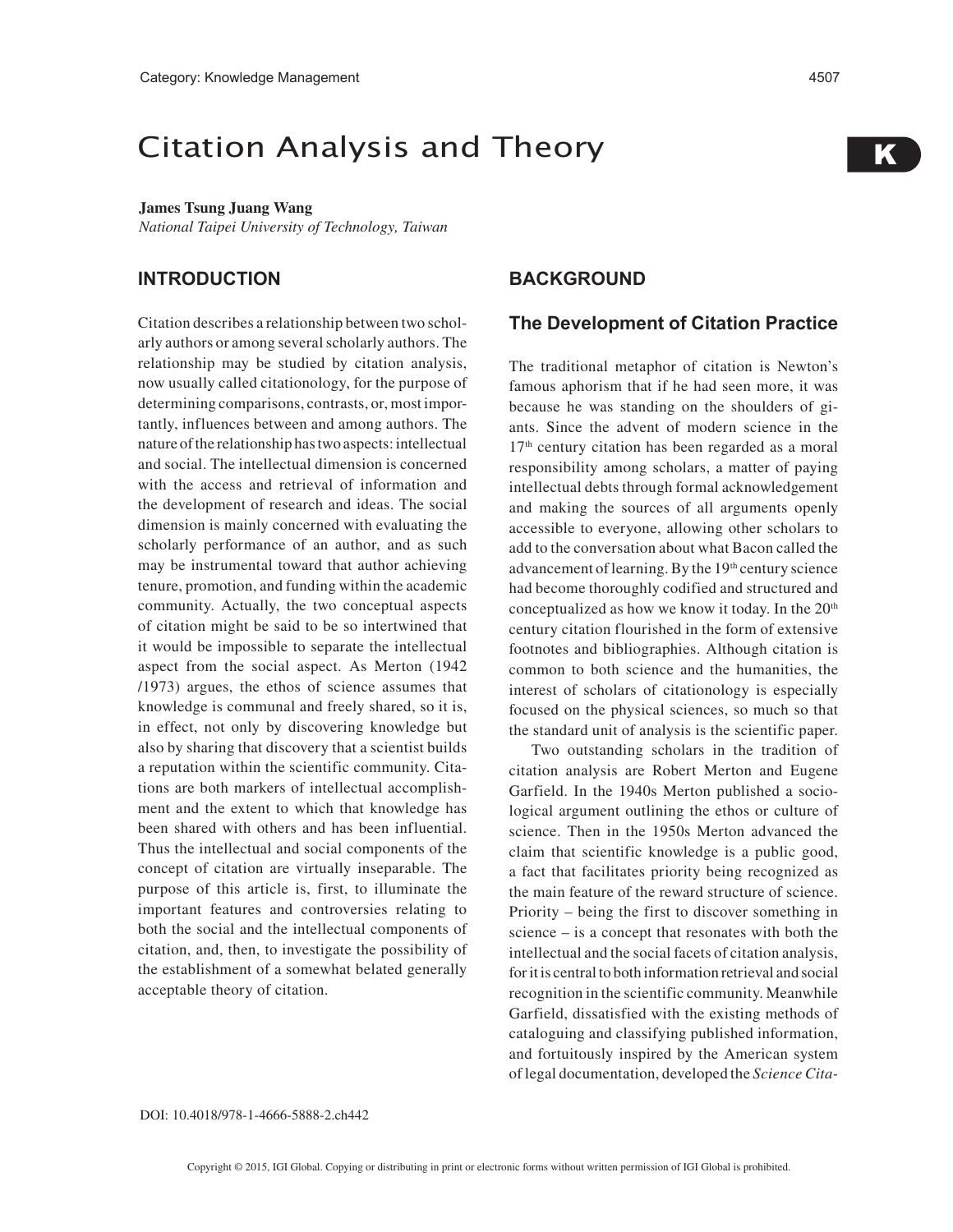# Citation Analysis and Theory

**James Tsung Juang Wang**
*National Taipei University of Technology, Taiwan*

## INTRODUCTION

Citation describes a relationship between two scholarly authors or among several scholarly authors. The relationship may be studied by citation analysis, now usually called citationology, for the purpose of determining comparisons, contrasts, or, most importantly, influences between and among authors. The nature of the relationship has two aspects: intellectual and social. The intellectual dimension is concerned with the access and retrieval of information and the development of research and ideas. The social dimension is mainly concerned with evaluating the scholarly performance of an author, and as such may be instrumental toward that author achieving tenure, promotion, and funding within the academic community. Actually, the two conceptual aspects of citation might be said to be so intertwined that it would be impossible to separate the intellectual aspect from the social aspect. As Merton (1942 /1973) argues, the ethos of science assumes that knowledge is communal and freely shared, so it is, in effect, not only by discovering knowledge but also by sharing that discovery that a scientist builds a reputation within the scientific community. Citations are both markers of intellectual accomplishment and the extent to which that knowledge has been shared with others and has been influential. Thus the intellectual and social components of the concept of citation are virtually inseparable. The purpose of this article is, first, to illuminate the important features and controversies relating to both the social and the intellectual components of citation, and, then, to investigate the possibility of the establishment of a somewhat belated generally acceptable theory of citation.

## BACKGROUND

### The Development of Citation Practice

The traditional metaphor of citation is Newton's famous aphorism that if he had seen more, it was because he was standing on the shoulders of giants. Since the advent of modern science in the 17th century citation has been regarded as a moral responsibility among scholars, a matter of paying intellectual debts through formal acknowledgement and making the sources of all arguments openly accessible to everyone, allowing other scholars to add to the conversation about what Bacon called the advancement of learning. By the 19th century science had become thoroughly codified and structured and conceptualized as how we know it today. In the 20th century citation flourished in the form of extensive footnotes and bibliographies. Although citation is common to both science and the humanities, the interest of scholars of citationology is especially focused on the physical sciences, so much so that the standard unit of analysis is the scientific paper.

Two outstanding scholars in the tradition of citation analysis are Robert Merton and Eugene Garfield. In the 1940s Merton published a sociological argument outlining the ethos or culture of science. Then in the 1950s Merton advanced the claim that scientific knowledge is a public good, a fact that facilitates priority being recognized as the main feature of the reward structure of science. Priority – being the first to discover something in science – is a concept that resonates with both the intellectual and the social facets of citation analysis, for it is central to both information retrieval and social recognition in the scientific community. Meanwhile Garfield, dissatisfied with the existing methods of cataloguing and classifying published information, and fortuitously inspired by the American system of legal documentation, developed the *Science Cita-*

DOI: 10.4018/978-1-4666-5888-2.ch442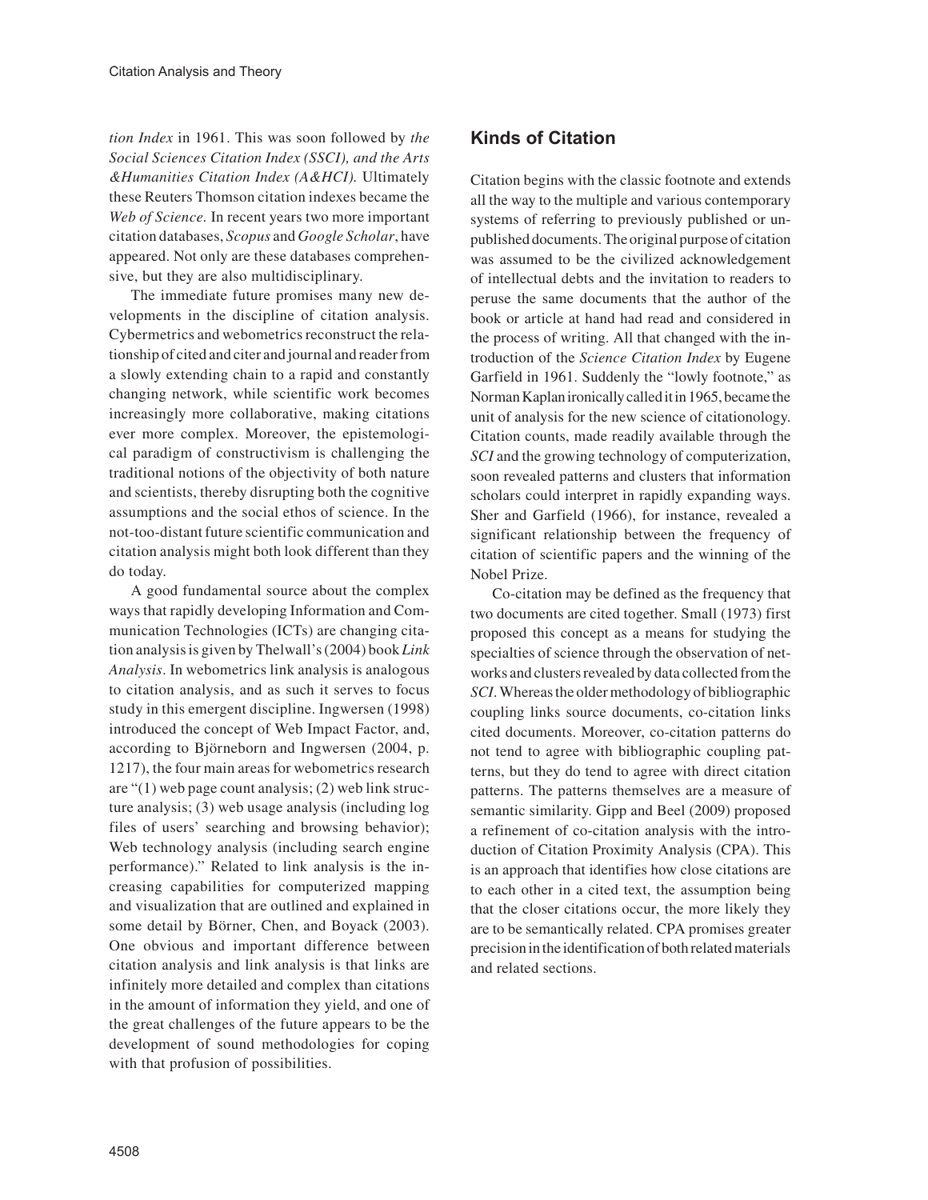*tion Index* in 1961. This was soon followed by *the Social Sciences Citation Index (SSCI), and the Arts &Humanities Citation Index (A&HCI).* Ultimately these Reuters Thomson citation indexes became the *Web of Science.* In recent years two more important citation databases, *Scopus* and *Google Scholar*, have appeared. Not only are these databases comprehensive, but they are also multidisciplinary.

The immediate future promises many new developments in the discipline of citation analysis. Cybermetrics and webometrics reconstruct the relationship of cited and citer and journal and reader from a slowly extending chain to a rapid and constantly changing network, while scientific work becomes increasingly more collaborative, making citations ever more complex. Moreover, the epistemological paradigm of constructivism is challenging the traditional notions of the objectivity of both nature and scientists, thereby disrupting both the cognitive assumptions and the social ethos of science. In the not-too-distant future scientific communication and citation analysis might both look different than they do today.

A good fundamental source about the complex ways that rapidly developing Information and Communication Technologies (ICTs) are changing citation analysis is given by Thelwall's (2004) book *Link Analysis*. In webometrics link analysis is analogous to citation analysis, and as such it serves to focus study in this emergent discipline. Ingwersen (1998) introduced the concept of Web Impact Factor, and, according to Björneborn and Ingwersen (2004, p. 1217), the four main areas for webometrics research are "(1) web page count analysis; (2) web link structure analysis; (3) web usage analysis (including log files of users' searching and browsing behavior); Web technology analysis (including search engine performance)." Related to link analysis is the increasing capabilities for computerized mapping and visualization that are outlined and explained in some detail by Börner, Chen, and Boyack (2003). One obvious and important difference between citation analysis and link analysis is that links are infinitely more detailed and complex than citations in the amount of information they yield, and one of the great challenges of the future appears to be the development of sound methodologies for coping with that profusion of possibilities.

## Kinds of Citation

Citation begins with the classic footnote and extends all the way to the multiple and various contemporary systems of referring to previously published or unpublished documents. The original purpose of citation was assumed to be the civilized acknowledgement of intellectual debts and the invitation to readers to peruse the same documents that the author of the book or article at hand had read and considered in the process of writing. All that changed with the introduction of the *Science Citation Index* by Eugene Garfield in 1961. Suddenly the "lowly footnote," as Norman Kaplan ironically called it in 1965, became the unit of analysis for the new science of citationology. Citation counts, made readily available through the *SCI* and the growing technology of computerization, soon revealed patterns and clusters that information scholars could interpret in rapidly expanding ways. Sher and Garfield (1966), for instance, revealed a significant relationship between the frequency of citation of scientific papers and the winning of the Nobel Prize.

Co-citation may be defined as the frequency that two documents are cited together. Small (1973) first proposed this concept as a means for studying the specialties of science through the observation of networks and clusters revealed by data collected from the *SCI*. Whereas the older methodology of bibliographic coupling links source documents, co-citation links cited documents. Moreover, co-citation patterns do not tend to agree with bibliographic coupling patterns, but they do tend to agree with direct citation patterns. The patterns themselves are a measure of semantic similarity. Gipp and Beel (2009) proposed a refinement of co-citation analysis with the introduction of Citation Proximity Analysis (CPA). This is an approach that identifies how close citations are to each other in a cited text, the assumption being that the closer citations occur, the more likely they are to be semantically related. CPA promises greater precision in the identification of both related materials and related sections.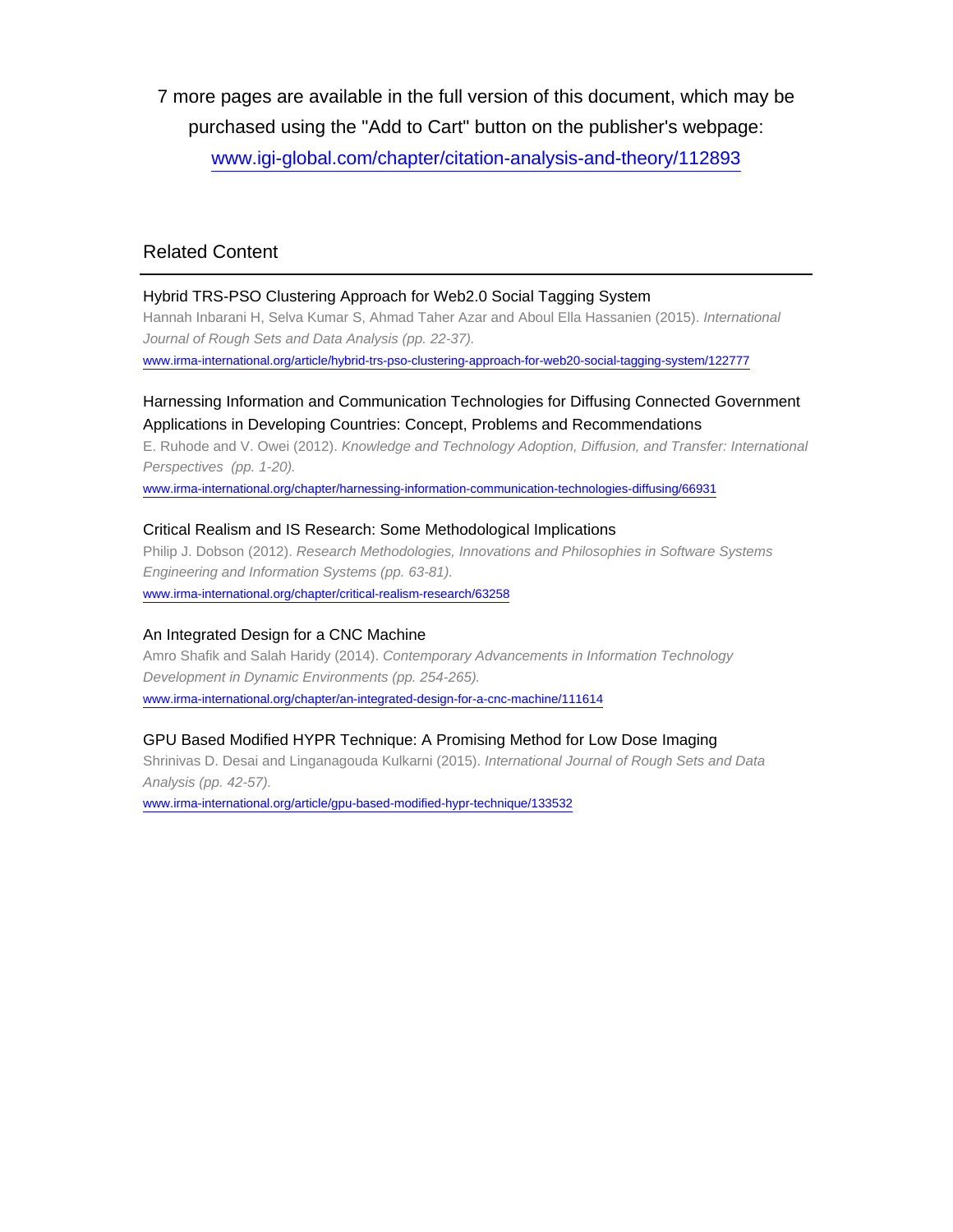7 more pages are available in the full version of this document, which may be purchased using the "Add to Cart" button on the publisher's webpage: www.igi-global.com/chapter/citation-analysis-and-theory/112893

## Related Content

Hybrid TRS-PSO Clustering Approach for Web2.0 Social Tagging System
Hannah Inbarani H, Selva Kumar S, Ahmad Taher Azar and Aboul Ella Hassanien (2015). *International Journal of Rough Sets and Data Analysis (pp. 22-37).*
www.irma-international.org/article/hybrid-trs-pso-clustering-approach-for-web20-social-tagging-system/122777

Harnessing Information and Communication Technologies for Diffusing Connected Government Applications in Developing Countries: Concept, Problems and Recommendations
E. Ruhode and V. Owei (2012). *Knowledge and Technology Adoption, Diffusion, and Transfer: International Perspectives (pp. 1-20).*
www.irma-international.org/chapter/harnessing-information-communication-technologies-diffusing/66931

Critical Realism and IS Research: Some Methodological Implications
Philip J. Dobson (2012). *Research Methodologies, Innovations and Philosophies in Software Systems Engineering and Information Systems (pp. 63-81).*
www.irma-international.org/chapter/critical-realism-research/63258

An Integrated Design for a CNC Machine
Amro Shafik and Salah Haridy (2014). *Contemporary Advancements in Information Technology Development in Dynamic Environments (pp. 254-265).*
www.irma-international.org/chapter/an-integrated-design-for-a-cnc-machine/111614

GPU Based Modified HYPR Technique: A Promising Method for Low Dose Imaging
Shrinivas D. Desai and Linganagouda Kulkarni (2015). *International Journal of Rough Sets and Data Analysis (pp. 42-57).*
www.irma-international.org/article/gpu-based-modified-hypr-technique/133532